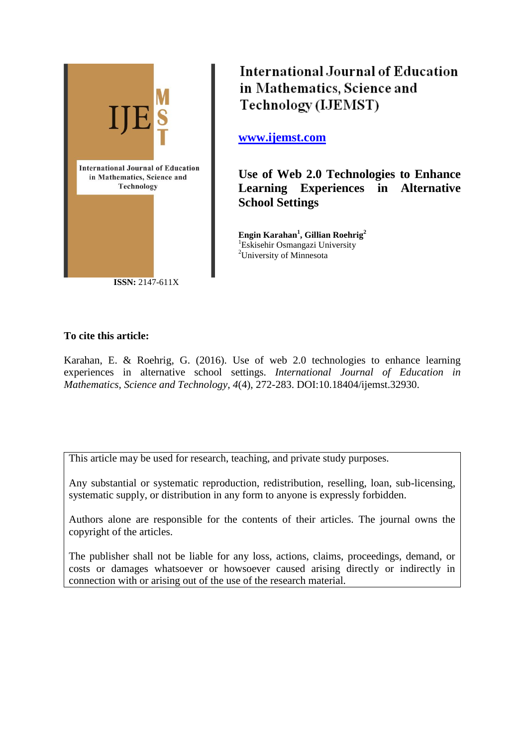International Journal of Education in Mathematics, Science and Technology

ISSN: 2147-611X

# International Journal of Education in Mathematics, Science and Technology (IJEMST)

www.ijemst.com

## Use of Web 2.0 Technologies to Enhance Learning Experiences in Alternative School Settings

**Engin Karahan[1], Gillian Roehrig[2]**
[1]Eskisehir Osmangazi University
[2]University of Minnesota

**To cite this article:**

Karahan, E. & Roehrig, G. (2016). Use of web 2.0 technologies to enhance learning experiences in alternative school settings. *International Journal of Education in Mathematics, Science and Technology, 4*(4), 272-283. DOI:10.18404/ijemst.32930.

This article may be used for research, teaching, and private study purposes.

Any substantial or systematic reproduction, redistribution, reselling, loan, sub-licensing, systematic supply, or distribution in any form to anyone is expressly forbidden.

Authors alone are responsible for the contents of their articles. The journal owns the copyright of the articles.

The publisher shall not be liable for any loss, actions, claims, proceedings, demand, or costs or damages whatsoever or howsoever caused arising directly or indirectly in connection with or arising out of the use of the research material.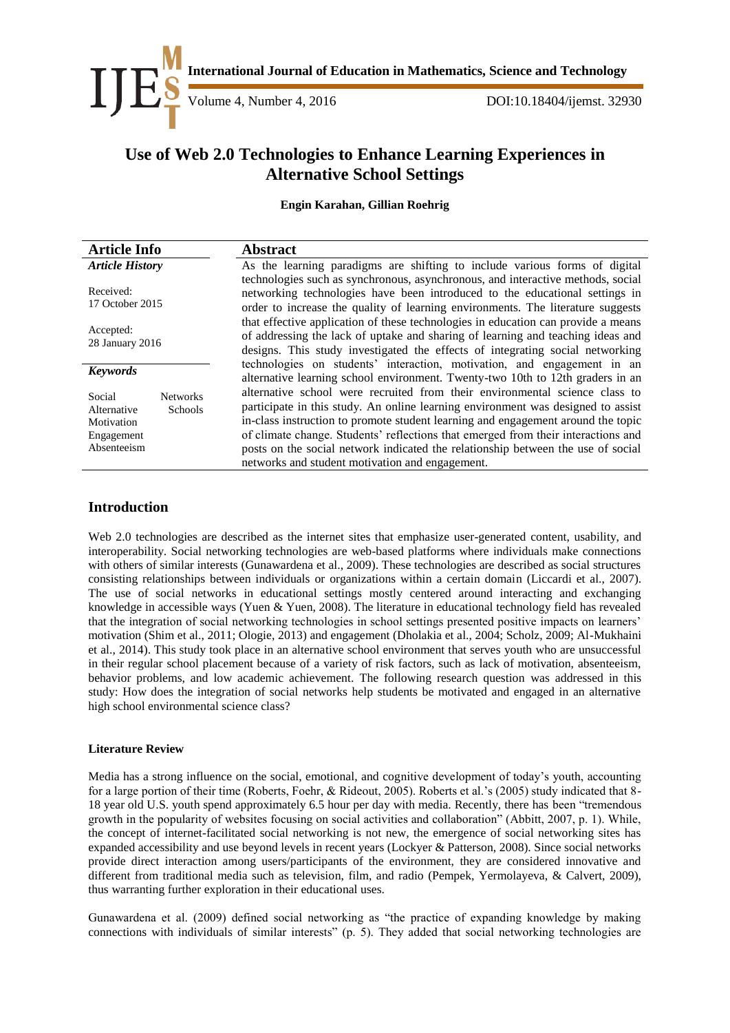# Use of Web 2.0 Technologies to Enhance Learning Experiences in Alternative School Settings

**Engin Karahan, Gillian Roehrig**

| Article Info | Abstract |
|---|---|
| ***Article History***<br><br>Received:<br>17 October 2015<br><br>Accepted:<br>28 January 2016<br><br>***Keywords***<br><br>Social Networks<br>Alternative Schools<br>Motivation<br>Engagement<br>Absenteeism | As the learning paradigms are shifting to include various forms of digital technologies such as synchronous, asynchronous, and interactive methods, social networking technologies have been introduced to the educational settings in order to increase the quality of learning environments. The literature suggests that effective application of these technologies in education can provide a means of addressing the lack of uptake and sharing of learning and teaching ideas and designs. This study investigated the effects of integrating social networking technologies on students' interaction, motivation, and engagement in an alternative learning school environment. Twenty-two 10th to 12th graders in an alternative school were recruited from their environmental science class to participate in this study. An online learning environment was designed to assist in-class instruction to promote student learning and engagement around the topic of climate change. Students' reflections that emerged from their interactions and posts on the social network indicated the relationship between the use of social networks and student motivation and engagement. |

## Introduction

Web 2.0 technologies are described as the internet sites that emphasize user-generated content, usability, and interoperability. Social networking technologies are web-based platforms where individuals make connections with others of similar interests (Gunawardena et al., 2009). These technologies are described as social structures consisting relationships between individuals or organizations within a certain domain (Liccardi et al., 2007). The use of social networks in educational settings mostly centered around interacting and exchanging knowledge in accessible ways (Yuen & Yuen, 2008). The literature in educational technology field has revealed that the integration of social networking technologies in school settings presented positive impacts on learners' motivation (Shim et al., 2011; Ologie, 2013) and engagement (Dholakia et al., 2004; Scholz, 2009; Al-Mukhaini et al., 2014). This study took place in an alternative school environment that serves youth who are unsuccessful in their regular school placement because of a variety of risk factors, such as lack of motivation, absenteeism, behavior problems, and low academic achievement. The following research question was addressed in this study: How does the integration of social networks help students be motivated and engaged in an alternative high school environmental science class?

### Literature Review

Media has a strong influence on the social, emotional, and cognitive development of today's youth, accounting for a large portion of their time (Roberts, Foehr, & Rideout, 2005). Roberts et al.'s (2005) study indicated that 8-18 year old U.S. youth spend approximately 6.5 hour per day with media. Recently, there has been "tremendous growth in the popularity of websites focusing on social activities and collaboration" (Abbitt, 2007, p. 1). While, the concept of internet-facilitated social networking is not new, the emergence of social networking sites has expanded accessibility and use beyond levels in recent years (Lockyer & Patterson, 2008). Since social networks provide direct interaction among users/participants of the environment, they are considered innovative and different from traditional media such as television, film, and radio (Pempek, Yermolayeva, & Calvert, 2009), thus warranting further exploration in their educational uses.

Gunawardena et al. (2009) defined social networking as "the practice of expanding knowledge by making connections with individuals of similar interests" (p. 5). They added that social networking technologies are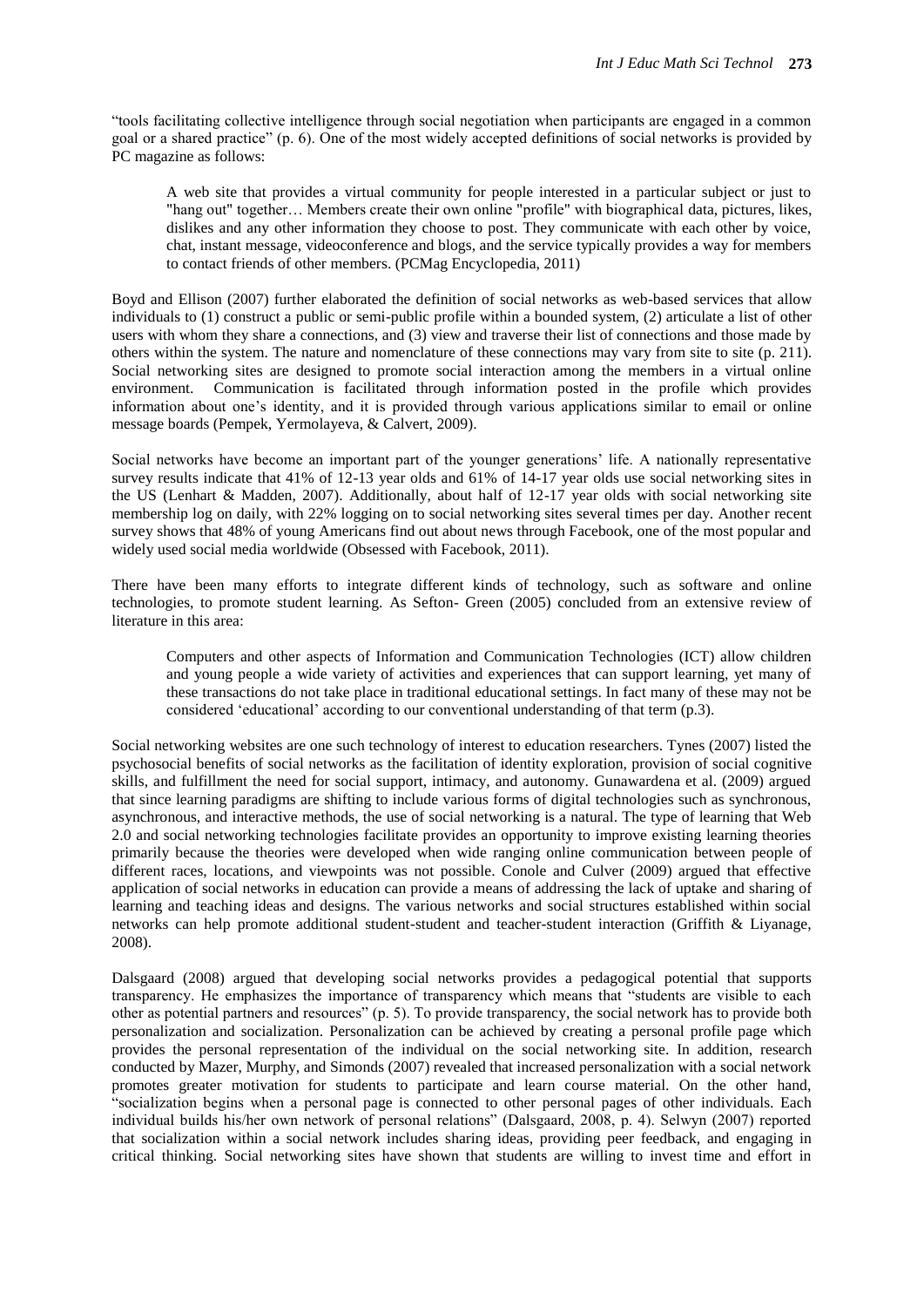"tools facilitating collective intelligence through social negotiation when participants are engaged in a common goal or a shared practice" (p. 6). One of the most widely accepted definitions of social networks is provided by PC magazine as follows:

> A web site that provides a virtual community for people interested in a particular subject or just to "hang out" together… Members create their own online "profile" with biographical data, pictures, likes, dislikes and any other information they choose to post. They communicate with each other by voice, chat, instant message, videoconference and blogs, and the service typically provides a way for members to contact friends of other members. (PCMag Encyclopedia, 2011)

Boyd and Ellison (2007) further elaborated the definition of social networks as web-based services that allow individuals to (1) construct a public or semi-public profile within a bounded system, (2) articulate a list of other users with whom they share a connections, and (3) view and traverse their list of connections and those made by others within the system. The nature and nomenclature of these connections may vary from site to site (p. 211). Social networking sites are designed to promote social interaction among the members in a virtual online environment. Communication is facilitated through information posted in the profile which provides information about one's identity, and it is provided through various applications similar to email or online message boards (Pempek, Yermolayeva, & Calvert, 2009).

Social networks have become an important part of the younger generations' life. A nationally representative survey results indicate that 41% of 12-13 year olds and 61% of 14-17 year olds use social networking sites in the US (Lenhart & Madden, 2007). Additionally, about half of 12-17 year olds with social networking site membership log on daily, with 22% logging on to social networking sites several times per day. Another recent survey shows that 48% of young Americans find out about news through Facebook, one of the most popular and widely used social media worldwide (Obsessed with Facebook, 2011).

There have been many efforts to integrate different kinds of technology, such as software and online technologies, to promote student learning. As Sefton- Green (2005) concluded from an extensive review of literature in this area:

> Computers and other aspects of Information and Communication Technologies (ICT) allow children and young people a wide variety of activities and experiences that can support learning, yet many of these transactions do not take place in traditional educational settings. In fact many of these may not be considered 'educational' according to our conventional understanding of that term (p.3).

Social networking websites are one such technology of interest to education researchers. Tynes (2007) listed the psychosocial benefits of social networks as the facilitation of identity exploration, provision of social cognitive skills, and fulfillment the need for social support, intimacy, and autonomy. Gunawardena et al. (2009) argued that since learning paradigms are shifting to include various forms of digital technologies such as synchronous, asynchronous, and interactive methods, the use of social networking is a natural. The type of learning that Web 2.0 and social networking technologies facilitate provides an opportunity to improve existing learning theories primarily because the theories were developed when wide ranging online communication between people of different races, locations, and viewpoints was not possible. Conole and Culver (2009) argued that effective application of social networks in education can provide a means of addressing the lack of uptake and sharing of learning and teaching ideas and designs. The various networks and social structures established within social networks can help promote additional student-student and teacher-student interaction (Griffith & Liyanage, 2008).

Dalsgaard (2008) argued that developing social networks provides a pedagogical potential that supports transparency. He emphasizes the importance of transparency which means that "students are visible to each other as potential partners and resources" (p. 5). To provide transparency, the social network has to provide both personalization and socialization. Personalization can be achieved by creating a personal profile page which provides the personal representation of the individual on the social networking site. In addition, research conducted by Mazer, Murphy, and Simonds (2007) revealed that increased personalization with a social network promotes greater motivation for students to participate and learn course material. On the other hand, "socialization begins when a personal page is connected to other personal pages of other individuals. Each individual builds his/her own network of personal relations" (Dalsgaard, 2008, p. 4). Selwyn (2007) reported that socialization within a social network includes sharing ideas, providing peer feedback, and engaging in critical thinking. Social networking sites have shown that students are willing to invest time and effort in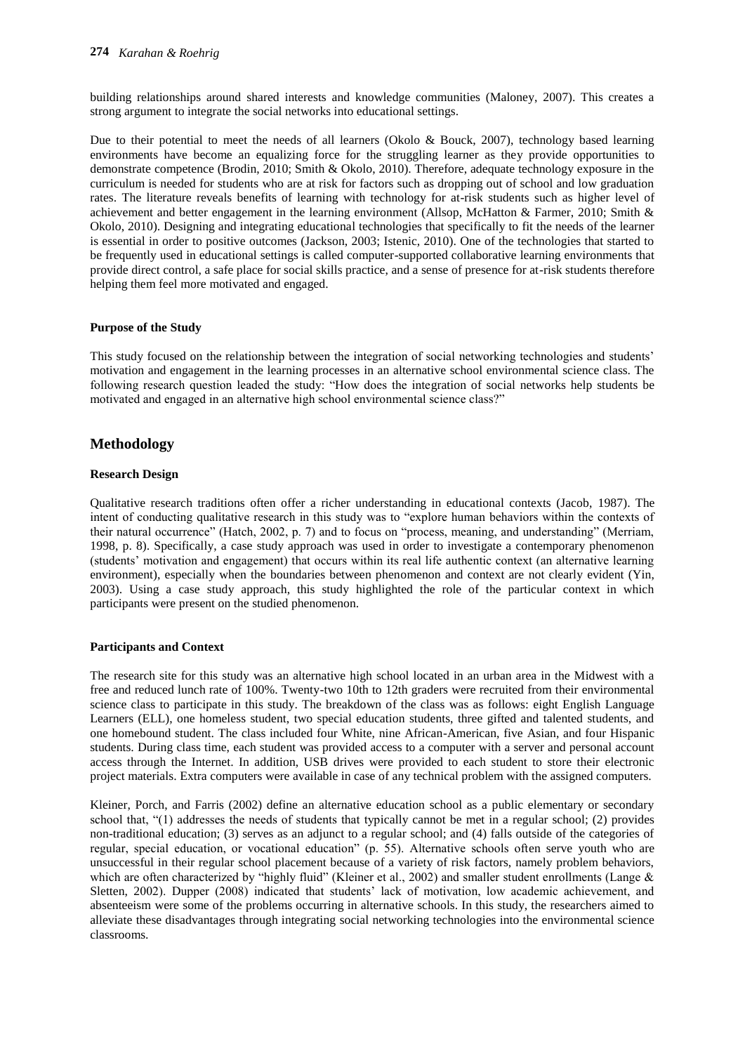building relationships around shared interests and knowledge communities (Maloney, 2007). This creates a strong argument to integrate the social networks into educational settings.

Due to their potential to meet the needs of all learners (Okolo & Bouck, 2007), technology based learning environments have become an equalizing force for the struggling learner as they provide opportunities to demonstrate competence (Brodin, 2010; Smith & Okolo, 2010). Therefore, adequate technology exposure in the curriculum is needed for students who are at risk for factors such as dropping out of school and low graduation rates. The literature reveals benefits of learning with technology for at-risk students such as higher level of achievement and better engagement in the learning environment (Allsop, McHatton & Farmer, 2010; Smith & Okolo, 2010). Designing and integrating educational technologies that specifically to fit the needs of the learner is essential in order to positive outcomes (Jackson, 2003; Istenic, 2010). One of the technologies that started to be frequently used in educational settings is called computer-supported collaborative learning environments that provide direct control, a safe place for social skills practice, and a sense of presence for at-risk students therefore helping them feel more motivated and engaged.

### Purpose of the Study

This study focused on the relationship between the integration of social networking technologies and students' motivation and engagement in the learning processes in an alternative school environmental science class. The following research question leaded the study: "How does the integration of social networks help students be motivated and engaged in an alternative high school environmental science class?"

## Methodology

### Research Design

Qualitative research traditions often offer a richer understanding in educational contexts (Jacob, 1987). The intent of conducting qualitative research in this study was to "explore human behaviors within the contexts of their natural occurrence" (Hatch, 2002, p. 7) and to focus on "process, meaning, and understanding" (Merriam, 1998, p. 8). Specifically, a case study approach was used in order to investigate a contemporary phenomenon (students' motivation and engagement) that occurs within its real life authentic context (an alternative learning environment), especially when the boundaries between phenomenon and context are not clearly evident (Yin, 2003). Using a case study approach, this study highlighted the role of the particular context in which participants were present on the studied phenomenon.

### Participants and Context

The research site for this study was an alternative high school located in an urban area in the Midwest with a free and reduced lunch rate of 100%. Twenty-two 10th to 12th graders were recruited from their environmental science class to participate in this study. The breakdown of the class was as follows: eight English Language Learners (ELL), one homeless student, two special education students, three gifted and talented students, and one homebound student. The class included four White, nine African-American, five Asian, and four Hispanic students. During class time, each student was provided access to a computer with a server and personal account access through the Internet. In addition, USB drives were provided to each student to store their electronic project materials. Extra computers were available in case of any technical problem with the assigned computers.

Kleiner, Porch, and Farris (2002) define an alternative education school as a public elementary or secondary school that, "(1) addresses the needs of students that typically cannot be met in a regular school; (2) provides non-traditional education; (3) serves as an adjunct to a regular school; and (4) falls outside of the categories of regular, special education, or vocational education" (p. 55). Alternative schools often serve youth who are unsuccessful in their regular school placement because of a variety of risk factors, namely problem behaviors, which are often characterized by "highly fluid" (Kleiner et al., 2002) and smaller student enrollments (Lange & Sletten, 2002). Dupper (2008) indicated that students' lack of motivation, low academic achievement, and absenteeism were some of the problems occurring in alternative schools. In this study, the researchers aimed to alleviate these disadvantages through integrating social networking technologies into the environmental science classrooms.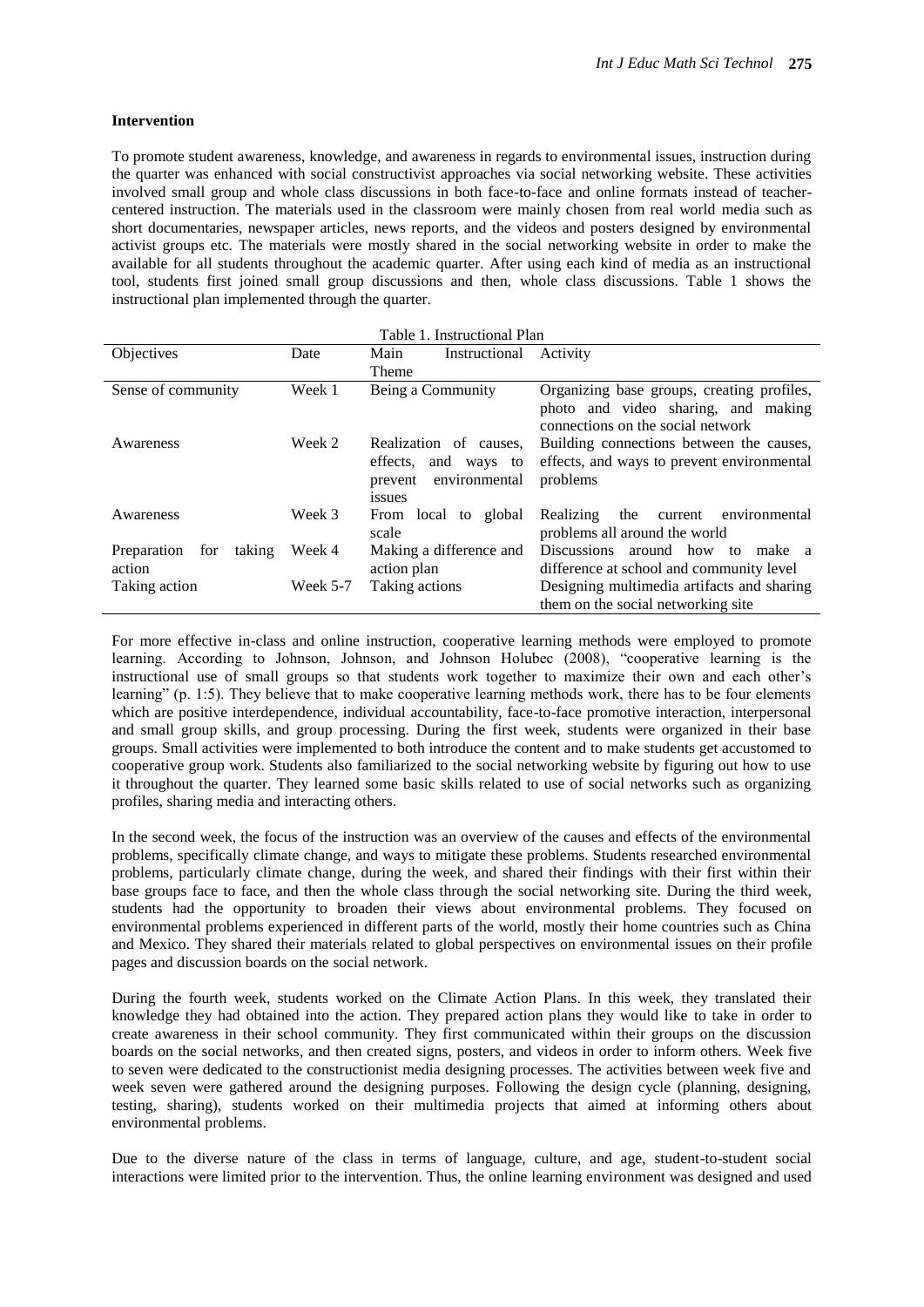**Intervention**

To promote student awareness, knowledge, and awareness in regards to environmental issues, instruction during the quarter was enhanced with social constructivist approaches via social networking website. These activities involved small group and whole class discussions in both face-to-face and online formats instead of teacher-centered instruction. The materials used in the classroom were mainly chosen from real world media such as short documentaries, newspaper articles, news reports, and the videos and posters designed by environmental activist groups etc. The materials were mostly shared in the social networking website in order to make the available for all students throughout the academic quarter. After using each kind of media as an instructional tool, students first joined small group discussions and then, whole class discussions. Table 1 shows the instructional plan implemented through the quarter.

Table 1. Instructional Plan

| Objectives | Date | Main Instructional Theme | Activity |
|---|---|---|---|
| Sense of community | Week 1 | Being a Community | Organizing base groups, creating profiles, photo and video sharing, and making connections on the social network |
| Awareness | Week 2 | Realization of causes, effects, and ways to prevent environmental issues | Building connections between the causes, effects, and ways to prevent environmental problems |
| Awareness | Week 3 | From local to global scale | Realizing the current environmental problems all around the world |
| Preparation for taking action | Week 4 | Making a difference and action plan | Discussions around how to make a difference at school and community level |
| Taking action | Week 5-7 | Taking actions | Designing multimedia artifacts and sharing them on the social networking site |

For more effective in-class and online instruction, cooperative learning methods were employed to promote learning. According to Johnson, Johnson, and Johnson Holubec (2008), "cooperative learning is the instructional use of small groups so that students work together to maximize their own and each other's learning" (p. 1:5). They believe that to make cooperative learning methods work, there has to be four elements which are positive interdependence, individual accountability, face-to-face promotive interaction, interpersonal and small group skills, and group processing. During the first week, students were organized in their base groups. Small activities were implemented to both introduce the content and to make students get accustomed to cooperative group work. Students also familiarized to the social networking website by figuring out how to use it throughout the quarter. They learned some basic skills related to use of social networks such as organizing profiles, sharing media and interacting others.

In the second week, the focus of the instruction was an overview of the causes and effects of the environmental problems, specifically climate change, and ways to mitigate these problems. Students researched environmental problems, particularly climate change, during the week, and shared their findings with their first within their base groups face to face, and then the whole class through the social networking site. During the third week, students had the opportunity to broaden their views about environmental problems. They focused on environmental problems experienced in different parts of the world, mostly their home countries such as China and Mexico. They shared their materials related to global perspectives on environmental issues on their profile pages and discussion boards on the social network.

During the fourth week, students worked on the Climate Action Plans. In this week, they translated their knowledge they had obtained into the action. They prepared action plans they would like to take in order to create awareness in their school community. They first communicated within their groups on the discussion boards on the social networks, and then created signs, posters, and videos in order to inform others. Week five to seven were dedicated to the constructionist media designing processes. The activities between week five and week seven were gathered around the designing purposes. Following the design cycle (planning, designing, testing, sharing), students worked on their multimedia projects that aimed at informing others about environmental problems.

Due to the diverse nature of the class in terms of language, culture, and age, student-to-student social interactions were limited prior to the intervention. Thus, the online learning environment was designed and used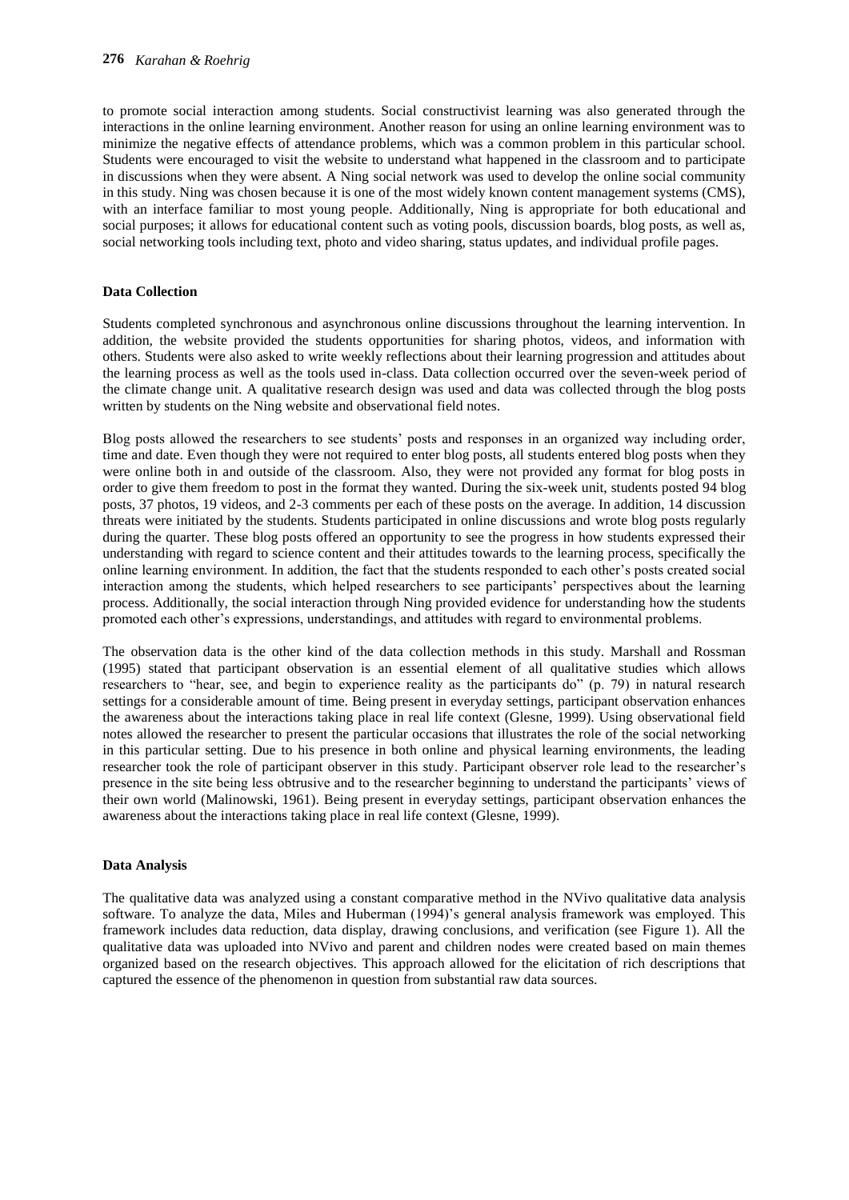to promote social interaction among students. Social constructivist learning was also generated through the interactions in the online learning environment. Another reason for using an online learning environment was to minimize the negative effects of attendance problems, which was a common problem in this particular school. Students were encouraged to visit the website to understand what happened in the classroom and to participate in discussions when they were absent. A Ning social network was used to develop the online social community in this study. Ning was chosen because it is one of the most widely known content management systems (CMS), with an interface familiar to most young people. Additionally, Ning is appropriate for both educational and social purposes; it allows for educational content such as voting pools, discussion boards, blog posts, as well as, social networking tools including text, photo and video sharing, status updates, and individual profile pages.

**Data Collection**

Students completed synchronous and asynchronous online discussions throughout the learning intervention. In addition, the website provided the students opportunities for sharing photos, videos, and information with others. Students were also asked to write weekly reflections about their learning progression and attitudes about the learning process as well as the tools used in-class. Data collection occurred over the seven-week period of the climate change unit. A qualitative research design was used and data was collected through the blog posts written by students on the Ning website and observational field notes.

Blog posts allowed the researchers to see students' posts and responses in an organized way including order, time and date. Even though they were not required to enter blog posts, all students entered blog posts when they were online both in and outside of the classroom. Also, they were not provided any format for blog posts in order to give them freedom to post in the format they wanted. During the six-week unit, students posted 94 blog posts, 37 photos, 19 videos, and 2-3 comments per each of these posts on the average. In addition, 14 discussion threats were initiated by the students. Students participated in online discussions and wrote blog posts regularly during the quarter. These blog posts offered an opportunity to see the progress in how students expressed their understanding with regard to science content and their attitudes towards to the learning process, specifically the online learning environment. In addition, the fact that the students responded to each other's posts created social interaction among the students, which helped researchers to see participants' perspectives about the learning process. Additionally, the social interaction through Ning provided evidence for understanding how the students promoted each other's expressions, understandings, and attitudes with regard to environmental problems.

The observation data is the other kind of the data collection methods in this study. Marshall and Rossman (1995) stated that participant observation is an essential element of all qualitative studies which allows researchers to "hear, see, and begin to experience reality as the participants do" (p. 79) in natural research settings for a considerable amount of time. Being present in everyday settings, participant observation enhances the awareness about the interactions taking place in real life context (Glesne, 1999). Using observational field notes allowed the researcher to present the particular occasions that illustrates the role of the social networking in this particular setting. Due to his presence in both online and physical learning environments, the leading researcher took the role of participant observer in this study. Participant observer role lead to the researcher's presence in the site being less obtrusive and to the researcher beginning to understand the participants' views of their own world (Malinowski, 1961). Being present in everyday settings, participant observation enhances the awareness about the interactions taking place in real life context (Glesne, 1999).

**Data Analysis**

The qualitative data was analyzed using a constant comparative method in the NVivo qualitative data analysis software. To analyze the data, Miles and Huberman (1994)'s general analysis framework was employed. This framework includes data reduction, data display, drawing conclusions, and verification (see Figure 1). All the qualitative data was uploaded into NVivo and parent and children nodes were created based on main themes organized based on the research objectives. This approach allowed for the elicitation of rich descriptions that captured the essence of the phenomenon in question from substantial raw data sources.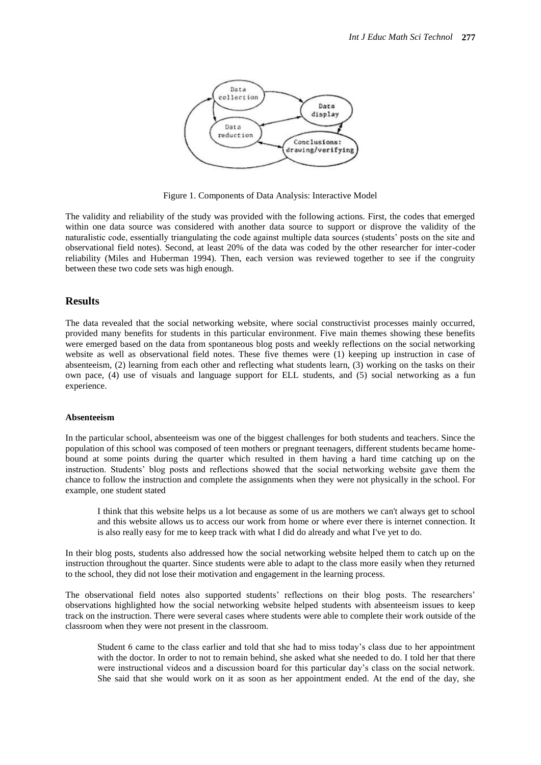Figure 1. Components of Data Analysis: Interactive Model

The validity and reliability of the study was provided with the following actions. First, the codes that emerged within one data source was considered with another data source to support or disprove the validity of the naturalistic code, essentially triangulating the code against multiple data sources (students' posts on the site and observational field notes). Second, at least 20% of the data was coded by the other researcher for inter-coder reliability (Miles and Huberman 1994). Then, each version was reviewed together to see if the congruity between these two code sets was high enough.

## Results

The data revealed that the social networking website, where social constructivist processes mainly occurred, provided many benefits for students in this particular environment. Five main themes showing these benefits were emerged based on the data from spontaneous blog posts and weekly reflections on the social networking website as well as observational field notes. These five themes were (1) keeping up instruction in case of absenteeism, (2) learning from each other and reflecting what students learn, (3) working on the tasks on their own pace, (4) use of visuals and language support for ELL students, and (5) social networking as a fun experience.

### Absenteeism

In the particular school, absenteeism was one of the biggest challenges for both students and teachers. Since the population of this school was composed of teen mothers or pregnant teenagers, different students became home-bound at some points during the quarter which resulted in them having a hard time catching up on the instruction. Students' blog posts and reflections showed that the social networking website gave them the chance to follow the instruction and complete the assignments when they were not physically in the school. For example, one student stated

> I think that this website helps us a lot because as some of us are mothers we can't always get to school and this website allows us to access our work from home or where ever there is internet connection. It is also really easy for me to keep track with what I did do already and what I've yet to do.

In their blog posts, students also addressed how the social networking website helped them to catch up on the instruction throughout the quarter. Since students were able to adapt to the class more easily when they returned to the school, they did not lose their motivation and engagement in the learning process.

The observational field notes also supported students' reflections on their blog posts. The researchers' observations highlighted how the social networking website helped students with absenteeism issues to keep track on the instruction. There were several cases where students were able to complete their work outside of the classroom when they were not present in the classroom.

> Student 6 came to the class earlier and told that she had to miss today's class due to her appointment with the doctor. In order to not to remain behind, she asked what she needed to do. I told her that there were instructional videos and a discussion board for this particular day's class on the social network. She said that she would work on it as soon as her appointment ended. At the end of the day, she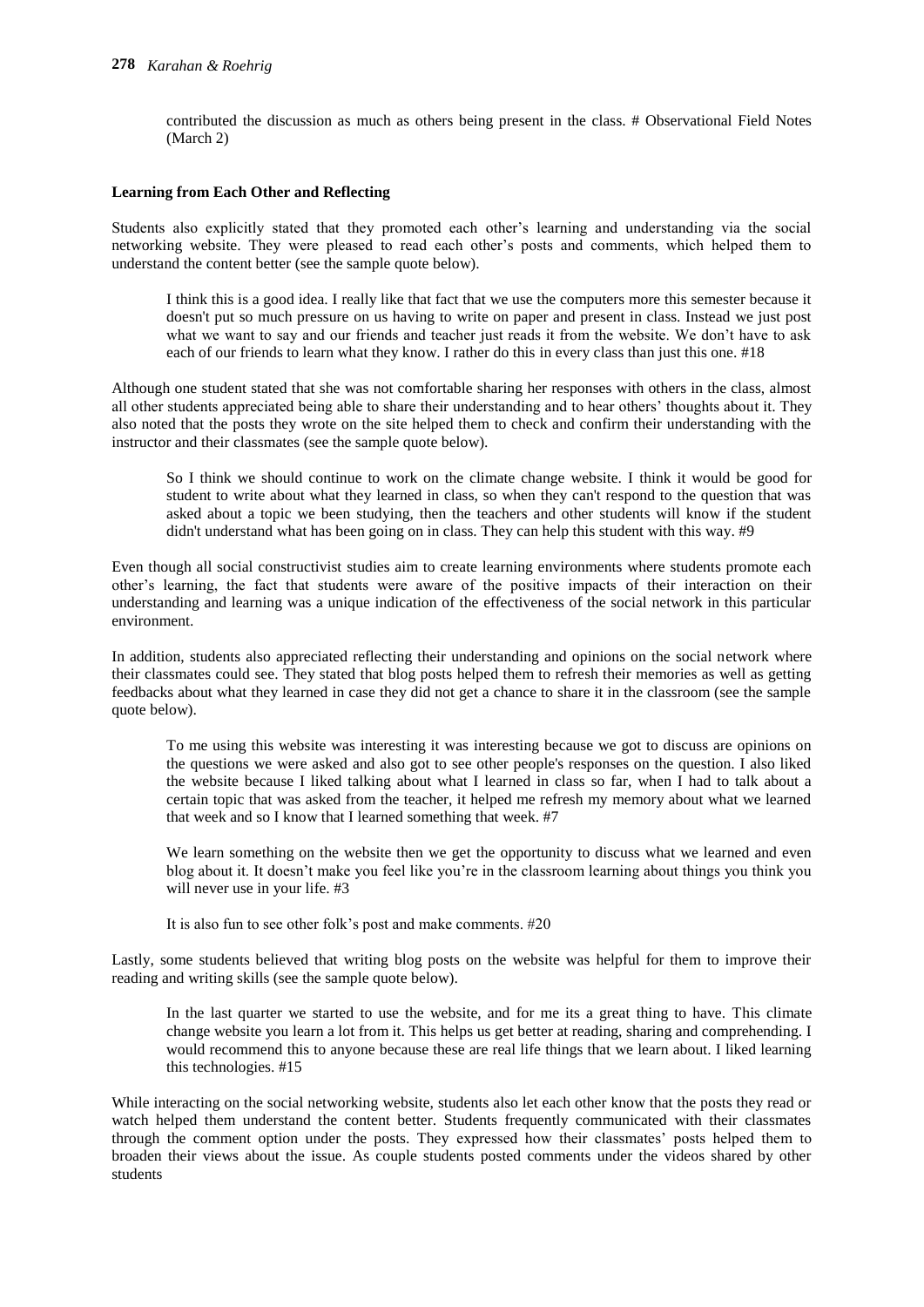contributed the discussion as much as others being present in the class. # Observational Field Notes (March 2)

**Learning from Each Other and Reflecting**

Students also explicitly stated that they promoted each other's learning and understanding via the social networking website. They were pleased to read each other's posts and comments, which helped them to understand the content better (see the sample quote below).

> I think this is a good idea. I really like that fact that we use the computers more this semester because it doesn't put so much pressure on us having to write on paper and present in class. Instead we just post what we want to say and our friends and teacher just reads it from the website. We don't have to ask each of our friends to learn what they know. I rather do this in every class than just this one. #18

Although one student stated that she was not comfortable sharing her responses with others in the class, almost all other students appreciated being able to share their understanding and to hear others' thoughts about it. They also noted that the posts they wrote on the site helped them to check and confirm their understanding with the instructor and their classmates (see the sample quote below).

> So I think we should continue to work on the climate change website. I think it would be good for student to write about what they learned in class, so when they can't respond to the question that was asked about a topic we been studying, then the teachers and other students will know if the student didn't understand what has been going on in class. They can help this student with this way. #9

Even though all social constructivist studies aim to create learning environments where students promote each other's learning, the fact that students were aware of the positive impacts of their interaction on their understanding and learning was a unique indication of the effectiveness of the social network in this particular environment.

In addition, students also appreciated reflecting their understanding and opinions on the social network where their classmates could see. They stated that blog posts helped them to refresh their memories as well as getting feedbacks about what they learned in case they did not get a chance to share it in the classroom (see the sample quote below).

> To me using this website was interesting it was interesting because we got to discuss are opinions on the questions we were asked and also got to see other people's responses on the question. I also liked the website because I liked talking about what I learned in class so far, when I had to talk about a certain topic that was asked from the teacher, it helped me refresh my memory about what we learned that week and so I know that I learned something that week. #7
>
> We learn something on the website then we get the opportunity to discuss what we learned and even blog about it. It doesn't make you feel like you're in the classroom learning about things you think you will never use in your life. #3
>
> It is also fun to see other folk's post and make comments. #20

Lastly, some students believed that writing blog posts on the website was helpful for them to improve their reading and writing skills (see the sample quote below).

> In the last quarter we started to use the website, and for me its a great thing to have. This climate change website you learn a lot from it. This helps us get better at reading, sharing and comprehending. I would recommend this to anyone because these are real life things that we learn about. I liked learning this technologies. #15

While interacting on the social networking website, students also let each other know that the posts they read or watch helped them understand the content better. Students frequently communicated with their classmates through the comment option under the posts. They expressed how their classmates' posts helped them to broaden their views about the issue. As couple students posted comments under the videos shared by other students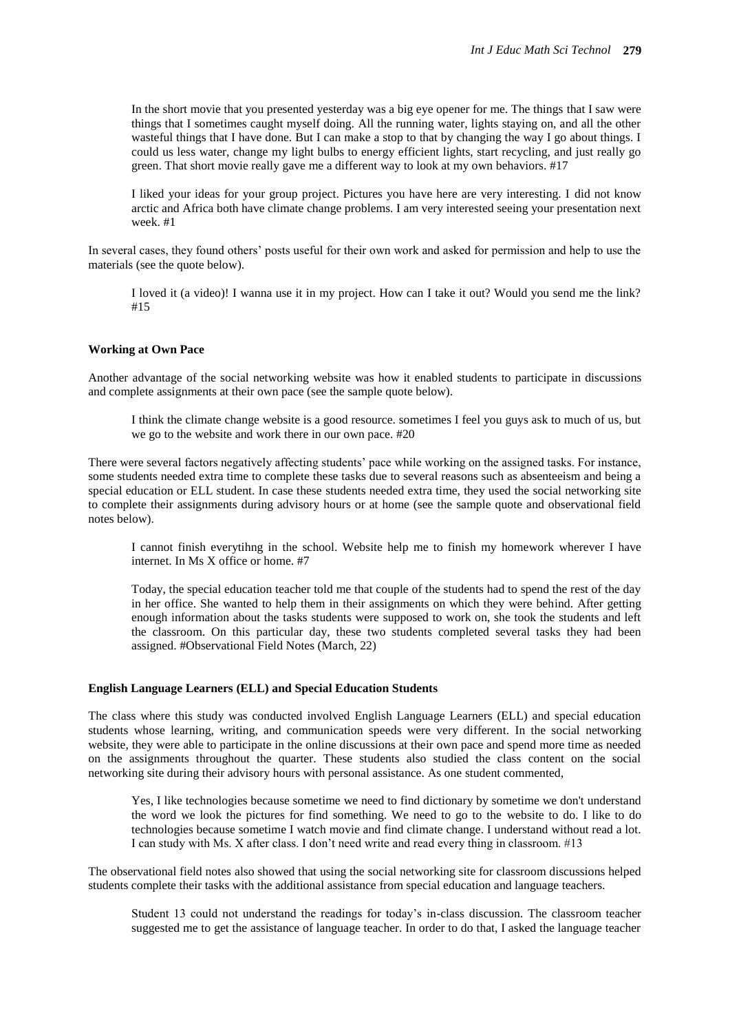In the short movie that you presented yesterday was a big eye opener for me. The things that I saw were things that I sometimes caught myself doing. All the running water, lights staying on, and all the other wasteful things that I have done. But I can make a stop to that by changing the way I go about things. I could us less water, change my light bulbs to energy efficient lights, start recycling, and just really go green. That short movie really gave me a different way to look at my own behaviors. #17

I liked your ideas for your group project. Pictures you have here are very interesting. I did not know arctic and Africa both have climate change problems. I am very interested seeing your presentation next week. #1

In several cases, they found others' posts useful for their own work and asked for permission and help to use the materials (see the quote below).

I loved it (a video)! I wanna use it in my project. How can I take it out? Would you send me the link? #15

**Working at Own Pace**

Another advantage of the social networking website was how it enabled students to participate in discussions and complete assignments at their own pace (see the sample quote below).

I think the climate change website is a good resource. sometimes I feel you guys ask to much of us, but we go to the website and work there in our own pace. #20

There were several factors negatively affecting students' pace while working on the assigned tasks. For instance, some students needed extra time to complete these tasks due to several reasons such as absenteeism and being a special education or ELL student. In case these students needed extra time, they used the social networking site to complete their assignments during advisory hours or at home (see the sample quote and observational field notes below).

I cannot finish everytihng in the school. Website help me to finish my homework wherever I have internet. In Ms X office or home. #7

Today, the special education teacher told me that couple of the students had to spend the rest of the day in her office. She wanted to help them in their assignments on which they were behind. After getting enough information about the tasks students were supposed to work on, she took the students and left the classroom. On this particular day, these two students completed several tasks they had been assigned. #Observational Field Notes (March, 22)

**English Language Learners (ELL) and Special Education Students**

The class where this study was conducted involved English Language Learners (ELL) and special education students whose learning, writing, and communication speeds were very different. In the social networking website, they were able to participate in the online discussions at their own pace and spend more time as needed on the assignments throughout the quarter. These students also studied the class content on the social networking site during their advisory hours with personal assistance. As one student commented,

Yes, I like technologies because sometime we need to find dictionary by sometime we don't understand the word we look the pictures for find something. We need to go to the website to do. I like to do technologies because sometime I watch movie and find climate change. I understand without read a lot. I can study with Ms. X after class. I don't need write and read every thing in classroom. #13

The observational field notes also showed that using the social networking site for classroom discussions helped students complete their tasks with the additional assistance from special education and language teachers.

Student 13 could not understand the readings for today's in-class discussion. The classroom teacher suggested me to get the assistance of language teacher. In order to do that, I asked the language teacher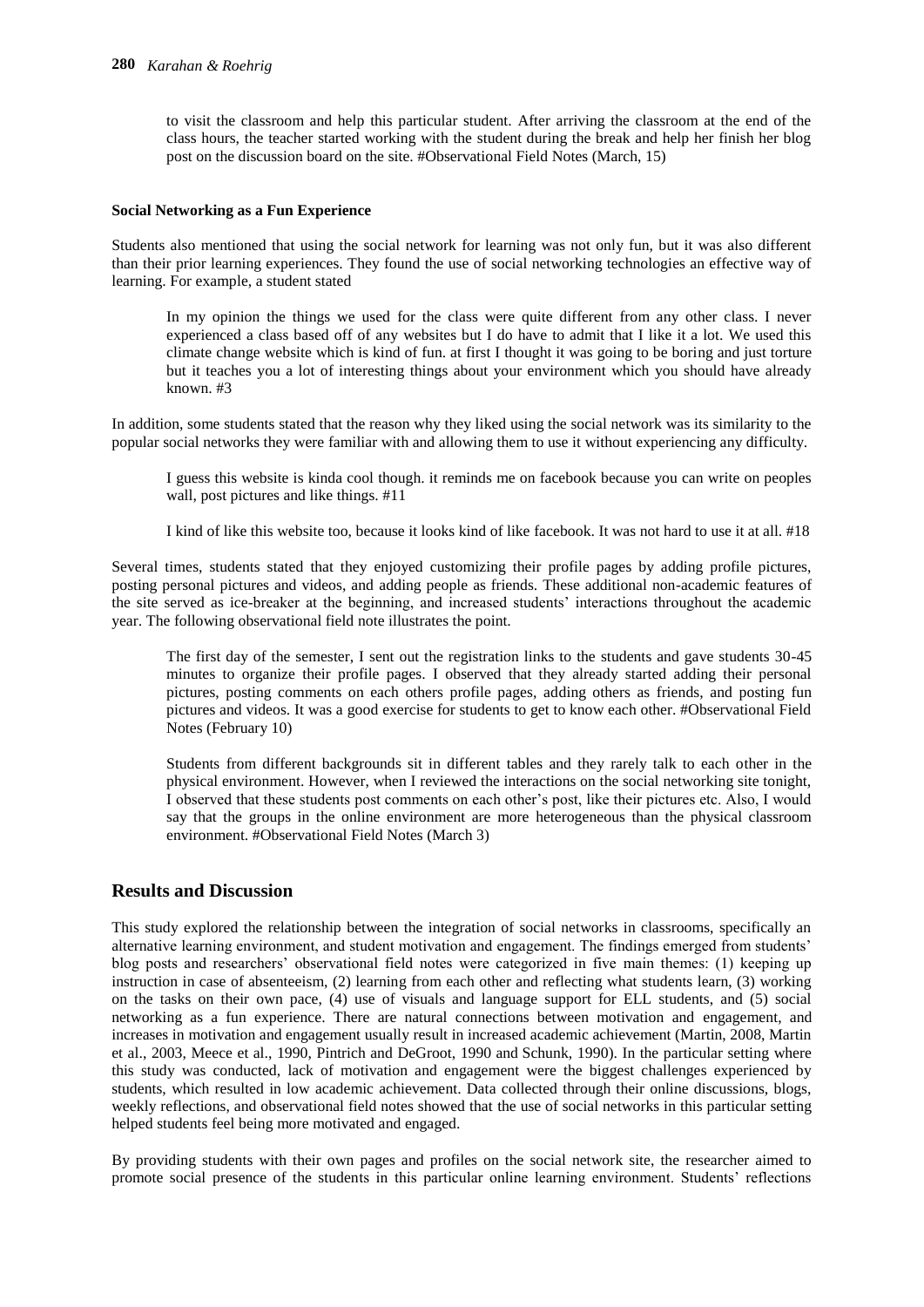to visit the classroom and help this particular student. After arriving the classroom at the end of the class hours, the teacher started working with the student during the break and help her finish her blog post on the discussion board on the site. #Observational Field Notes (March, 15)

**Social Networking as a Fun Experience**

Students also mentioned that using the social network for learning was not only fun, but it was also different than their prior learning experiences. They found the use of social networking technologies an effective way of learning. For example, a student stated

> In my opinion the things we used for the class were quite different from any other class. I never experienced a class based off of any websites but I do have to admit that I like it a lot. We used this climate change website which is kind of fun. at first I thought it was going to be boring and just torture but it teaches you a lot of interesting things about your environment which you should have already known. #3

In addition, some students stated that the reason why they liked using the social network was its similarity to the popular social networks they were familiar with and allowing them to use it without experiencing any difficulty.

> I guess this website is kinda cool though. it reminds me on facebook because you can write on peoples wall, post pictures and like things. #11

> I kind of like this website too, because it looks kind of like facebook. It was not hard to use it at all. #18

Several times, students stated that they enjoyed customizing their profile pages by adding profile pictures, posting personal pictures and videos, and adding people as friends. These additional non-academic features of the site served as ice-breaker at the beginning, and increased students' interactions throughout the academic year. The following observational field note illustrates the point.

> The first day of the semester, I sent out the registration links to the students and gave students 30-45 minutes to organize their profile pages. I observed that they already started adding their personal pictures, posting comments on each others profile pages, adding others as friends, and posting fun pictures and videos. It was a good exercise for students to get to know each other. #Observational Field Notes (February 10)

> Students from different backgrounds sit in different tables and they rarely talk to each other in the physical environment. However, when I reviewed the interactions on the social networking site tonight, I observed that these students post comments on each other's post, like their pictures etc. Also, I would say that the groups in the online environment are more heterogeneous than the physical classroom environment. #Observational Field Notes (March 3)

## Results and Discussion

This study explored the relationship between the integration of social networks in classrooms, specifically an alternative learning environment, and student motivation and engagement. The findings emerged from students' blog posts and researchers' observational field notes were categorized in five main themes: (1) keeping up instruction in case of absenteeism, (2) learning from each other and reflecting what students learn, (3) working on the tasks on their own pace, (4) use of visuals and language support for ELL students, and (5) social networking as a fun experience. There are natural connections between motivation and engagement, and increases in motivation and engagement usually result in increased academic achievement (Martin, 2008, Martin et al., 2003, Meece et al., 1990, Pintrich and DeGroot, 1990 and Schunk, 1990). In the particular setting where this study was conducted, lack of motivation and engagement were the biggest challenges experienced by students, which resulted in low academic achievement. Data collected through their online discussions, blogs, weekly reflections, and observational field notes showed that the use of social networks in this particular setting helped students feel being more motivated and engaged.

By providing students with their own pages and profiles on the social network site, the researcher aimed to promote social presence of the students in this particular online learning environment. Students' reflections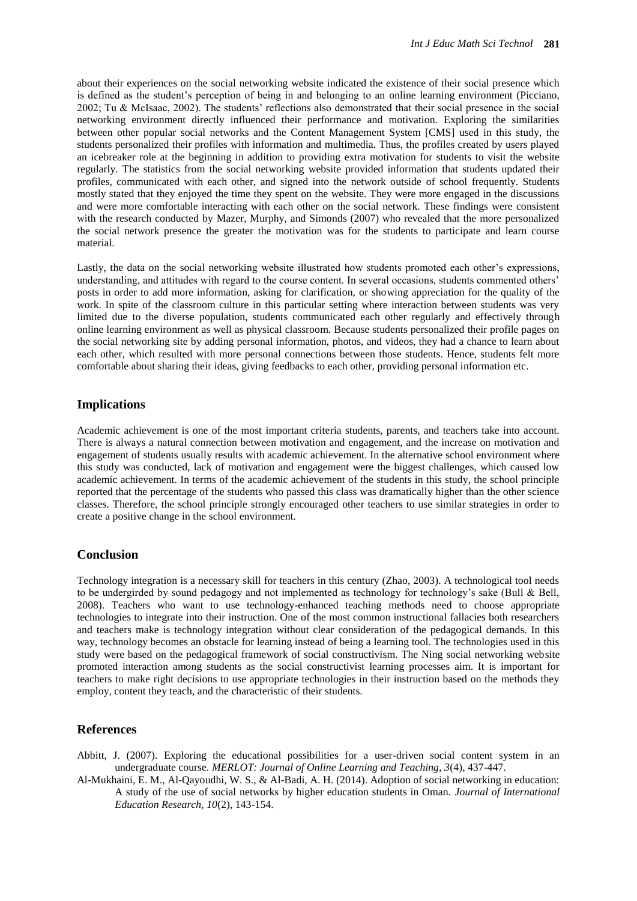about their experiences on the social networking website indicated the existence of their social presence which is defined as the student's perception of being in and belonging to an online learning environment (Picciano, 2002; Tu & McIsaac, 2002). The students' reflections also demonstrated that their social presence in the social networking environment directly influenced their performance and motivation. Exploring the similarities between other popular social networks and the Content Management System [CMS] used in this study, the students personalized their profiles with information and multimedia. Thus, the profiles created by users played an icebreaker role at the beginning in addition to providing extra motivation for students to visit the website regularly. The statistics from the social networking website provided information that students updated their profiles, communicated with each other, and signed into the network outside of school frequently. Students mostly stated that they enjoyed the time they spent on the website. They were more engaged in the discussions and were more comfortable interacting with each other on the social network. These findings were consistent with the research conducted by Mazer, Murphy, and Simonds (2007) who revealed that the more personalized the social network presence the greater the motivation was for the students to participate and learn course material.

Lastly, the data on the social networking website illustrated how students promoted each other's expressions, understanding, and attitudes with regard to the course content. In several occasions, students commented others' posts in order to add more information, asking for clarification, or showing appreciation for the quality of the work. In spite of the classroom culture in this particular setting where interaction between students was very limited due to the diverse population, students communicated each other regularly and effectively through online learning environment as well as physical classroom. Because students personalized their profile pages on the social networking site by adding personal information, photos, and videos, they had a chance to learn about each other, which resulted with more personal connections between those students. Hence, students felt more comfortable about sharing their ideas, giving feedbacks to each other, providing personal information etc.

## Implications

Academic achievement is one of the most important criteria students, parents, and teachers take into account. There is always a natural connection between motivation and engagement, and the increase on motivation and engagement of students usually results with academic achievement. In the alternative school environment where this study was conducted, lack of motivation and engagement were the biggest challenges, which caused low academic achievement. In terms of the academic achievement of the students in this study, the school principle reported that the percentage of the students who passed this class was dramatically higher than the other science classes. Therefore, the school principle strongly encouraged other teachers to use similar strategies in order to create a positive change in the school environment.

## Conclusion

Technology integration is a necessary skill for teachers in this century (Zhao, 2003). A technological tool needs to be undergirded by sound pedagogy and not implemented as technology for technology's sake (Bull & Bell, 2008). Teachers who want to use technology-enhanced teaching methods need to choose appropriate technologies to integrate into their instruction. One of the most common instructional fallacies both researchers and teachers make is technology integration without clear consideration of the pedagogical demands. In this way, technology becomes an obstacle for learning instead of being a learning tool. The technologies used in this study were based on the pedagogical framework of social constructivism. The Ning social networking website promoted interaction among students as the social constructivist learning processes aim. It is important for teachers to make right decisions to use appropriate technologies in their instruction based on the methods they employ, content they teach, and the characteristic of their students.

## References

Abbitt, J. (2007). Exploring the educational possibilities for a user-driven social content system in an undergraduate course. *MERLOT: Journal of Online Learning and Teaching, 3*(4), 437-447.

Al-Mukhaini, E. M., Al-Qayoudhi, W. S., & Al-Badi, A. H. (2014). Adoption of social networking in education: A study of the use of social networks by higher education students in Oman. *Journal of International Education Research, 10*(2), 143-154.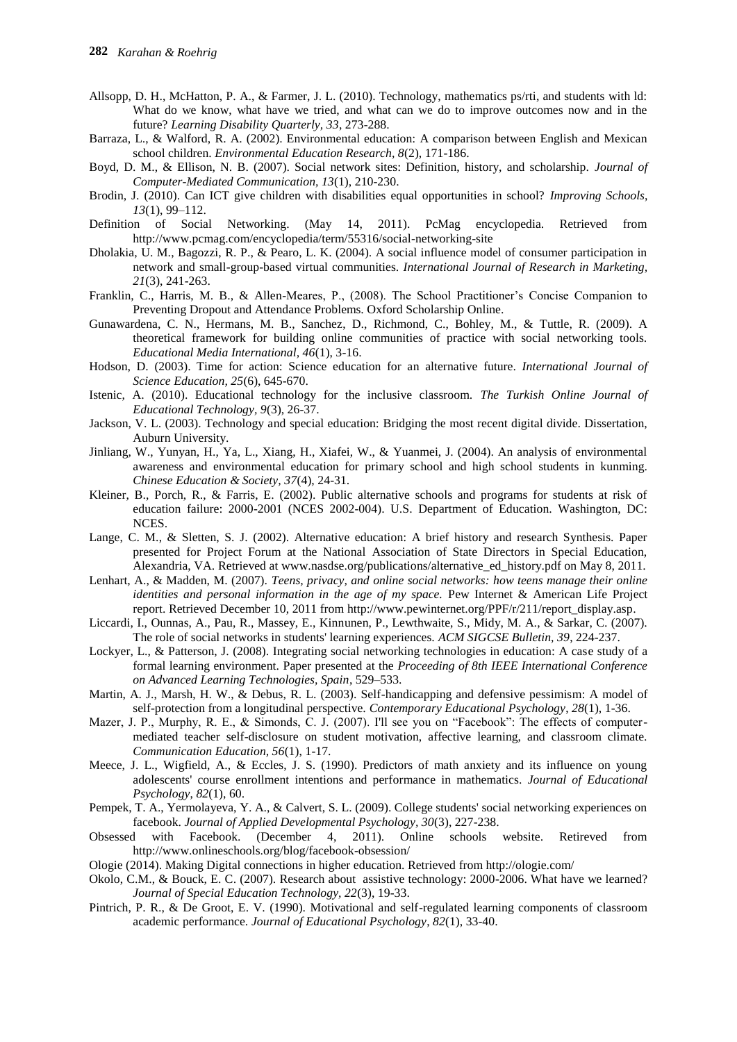Allsopp, D. H., McHatton, P. A., & Farmer, J. L. (2010). Technology, mathematics ps/rti, and students with ld: What do we know, what have we tried, and what can we do to improve outcomes now and in the future? *Learning Disability Quarterly, 33*, 273-288.

Barraza, L., & Walford, R. A. (2002). Environmental education: A comparison between English and Mexican school children. *Environmental Education Research, 8*(2), 171-186.

Boyd, D. M., & Ellison, N. B. (2007). Social network sites: Definition, history, and scholarship. *Journal of Computer-Mediated Communication, 13*(1), 210-230.

Brodin, J. (2010). Can ICT give children with disabilities equal opportunities in school? *Improving Schools, 13*(1), 99–112.

Definition of Social Networking. (May 14, 2011). PcMag encyclopedia. Retrieved from http://www.pcmag.com/encyclopedia/term/55316/social-networking-site

Dholakia, U. M., Bagozzi, R. P., & Pearo, L. K. (2004). A social influence model of consumer participation in network and small-group-based virtual communities. *International Journal of Research in Marketing, 21*(3), 241-263.

Franklin, C., Harris, M. B., & Allen-Meares, P., (2008). The School Practitioner's Concise Companion to Preventing Dropout and Attendance Problems. Oxford Scholarship Online.

Gunawardena, C. N., Hermans, M. B., Sanchez, D., Richmond, C., Bohley, M., & Tuttle, R. (2009). A theoretical framework for building online communities of practice with social networking tools. *Educational Media International, 46*(1), 3-16.

Hodson, D. (2003). Time for action: Science education for an alternative future. *International Journal of Science Education, 25*(6), 645-670.

Istenic, A. (2010). Educational technology for the inclusive classroom. *The Turkish Online Journal of Educational Technology, 9*(3), 26-37.

Jackson, V. L. (2003). Technology and special education: Bridging the most recent digital divide. Dissertation, Auburn University.

Jinliang, W., Yunyan, H., Ya, L., Xiang, H., Xiafei, W., & Yuanmei, J. (2004). An analysis of environmental awareness and environmental education for primary school and high school students in kunming. *Chinese Education & Society, 37*(4), 24-31.

Kleiner, B., Porch, R., & Farris, E. (2002). Public alternative schools and programs for students at risk of education failure: 2000-2001 (NCES 2002-004). U.S. Department of Education. Washington, DC: NCES.

Lange, C. M., & Sletten, S. J. (2002). Alternative education: A brief history and research Synthesis. Paper presented for Project Forum at the National Association of State Directors in Special Education, Alexandria, VA. Retrieved at www.nasdse.org/publications/alternative_ed_history.pdf on May 8, 2011.

Lenhart, A., & Madden, M. (2007). *Teens, privacy, and online social networks: how teens manage their online identities and personal information in the age of my space.* Pew Internet & American Life Project report. Retrieved December 10, 2011 from http://www.pewinternet.org/PPF/r/211/report_display.asp.

Liccardi, I., Ounnas, A., Pau, R., Massey, E., Kinnunen, P., Lewthwaite, S., Midy, M. A., & Sarkar, C. (2007). The role of social networks in students' learning experiences. *ACM SIGCSE Bulletin, 39*, 224-237.

Lockyer, L., & Patterson, J. (2008). Integrating social networking technologies in education: A case study of a formal learning environment. Paper presented at the *Proceeding of 8th IEEE International Conference on Advanced Learning Technologies, Spain*, 529–533.

Martin, A. J., Marsh, H. W., & Debus, R. L. (2003). Self-handicapping and defensive pessimism: A model of self-protection from a longitudinal perspective. *Contemporary Educational Psychology, 28*(1), 1-36.

Mazer, J. P., Murphy, R. E., & Simonds, C. J. (2007). I'll see you on "Facebook": The effects of computer-mediated teacher self-disclosure on student motivation, affective learning, and classroom climate. *Communication Education, 56*(1), 1-17.

Meece, J. L., Wigfield, A., & Eccles, J. S. (1990). Predictors of math anxiety and its influence on young adolescents' course enrollment intentions and performance in mathematics. *Journal of Educational Psychology, 82*(1), 60.

Pempek, T. A., Yermolayeva, Y. A., & Calvert, S. L. (2009). College students' social networking experiences on facebook. *Journal of Applied Developmental Psychology, 30*(3), 227-238.

Obsessed with Facebook. (December 4, 2011). Online schools website. Retrieved from http://www.onlineschools.org/blog/facebook-obsession/

Ologie (2014). Making Digital connections in higher education. Retrieved from http://ologie.com/

Okolo, C.M., & Bouck, E. C. (2007). Research about assistive technology: 2000-2006. What have we learned? *Journal of Special Education Technology, 22*(3), 19-33.

Pintrich, P. R., & De Groot, E. V. (1990). Motivational and self-regulated learning components of classroom academic performance. *Journal of Educational Psychology, 82*(1), 33-40.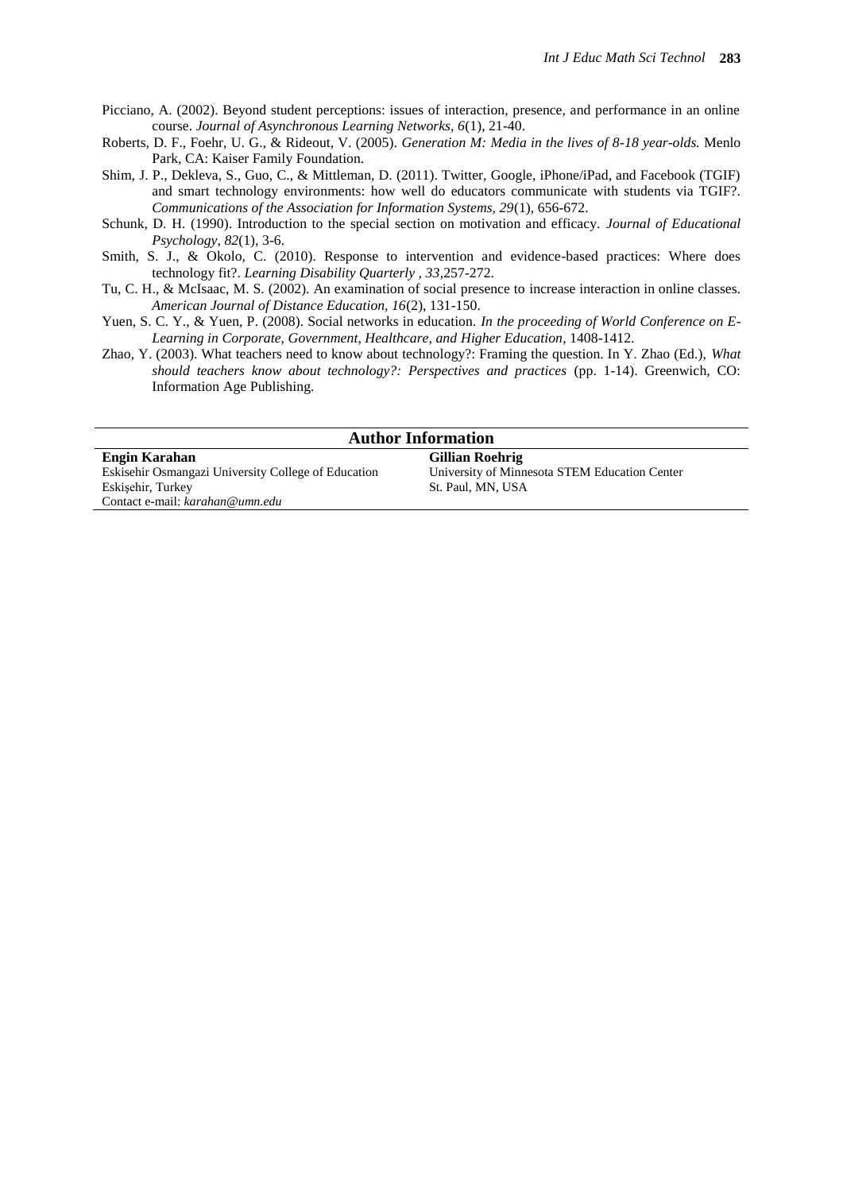Picciano, A. (2002). Beyond student perceptions: issues of interaction, presence, and performance in an online course. *Journal of Asynchronous Learning Networks*, *6*(1), 21-40.

Roberts, D. F., Foehr, U. G., & Rideout, V. (2005). *Generation M: Media in the lives of 8-18 year-olds.* Menlo Park, CA: Kaiser Family Foundation.

Shim, J. P., Dekleva, S., Guo, C., & Mittleman, D. (2011). Twitter, Google, iPhone/iPad, and Facebook (TGIF) and smart technology environments: how well do educators communicate with students via TGIF?. *Communications of the Association for Information Systems*, *29*(1), 656-672.

Schunk, D. H. (1990). Introduction to the special section on motivation and efficacy. *Journal of Educational Psychology*, *82*(1), 3-6.

Smith, S. J., & Okolo, C. (2010). Response to intervention and evidence-based practices: Where does technology fit?. *Learning Disability Quarterly* , *33*,257-272.

Tu, C. H., & McIsaac, M. S. (2002). An examination of social presence to increase interaction in online classes. *American Journal of Distance Education, 16*(2), 131-150.

Yuen, S. C. Y., & Yuen, P. (2008). Social networks in education. *In the proceeding of World Conference on E-Learning in Corporate, Government, Healthcare, and Higher Education*, 1408-1412.

Zhao, Y. (2003). What teachers need to know about technology?: Framing the question. In Y. Zhao (Ed.), *What should teachers know about technology?: Perspectives and practices* (pp. 1-14). Greenwich, CO: Information Age Publishing.

## Author Information

**Engin Karahan**
Eskisehir Osmangazi University College of Education
Eskişehir, Turkey
Contact e-mail: *karahan@umn.edu*

**Gillian Roehrig**
University of Minnesota STEM Education Center
St. Paul, MN, USA